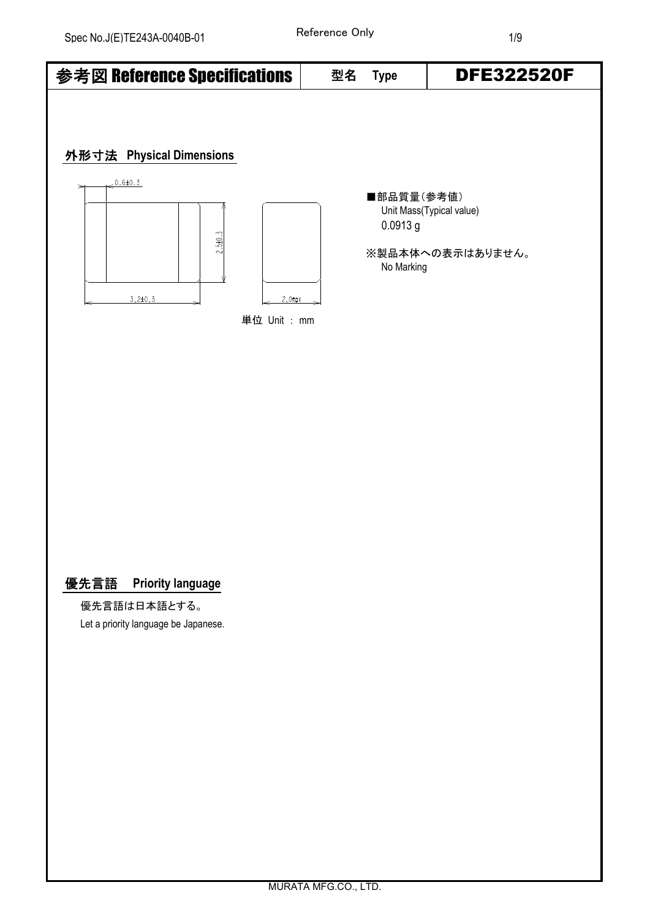# 参考図 Reference Specifications

| 型名 Type | DFE322520F |
|---|---|

## 外形寸法 Physical Dimensions

0.6±0.3

2.5±0.3

3.2±0.3

2.0max

単位 Unit : mm

■部品質量(参考値)
Unit Mass(Typical value)
0.0913 g

※製品本体への表示はありません。
No Marking

## 優先言語 Priority language

優先言語は日本語とする。

Let a priority language be Japanese.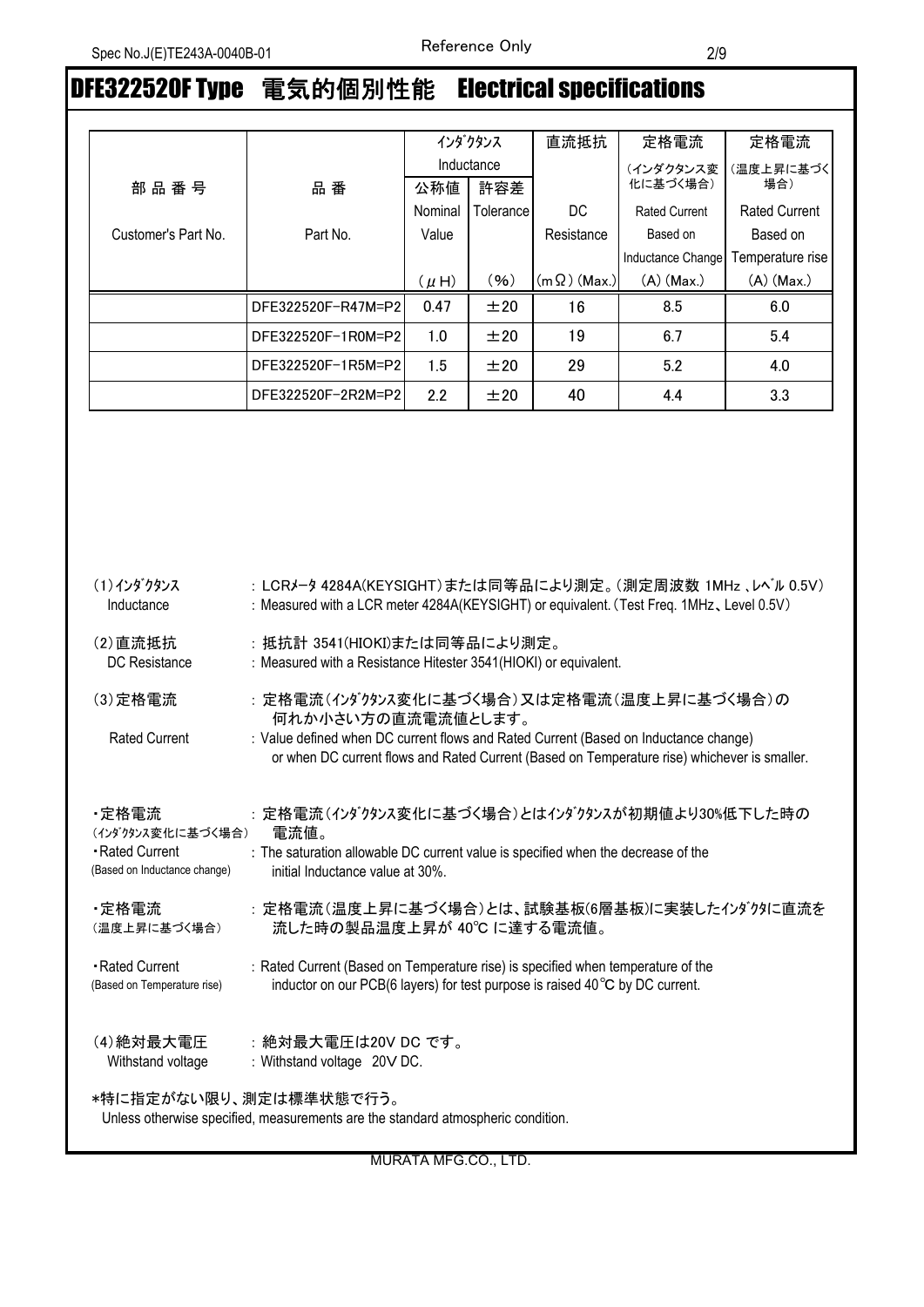# DFE322520F Type　電気的個別性能　Electrical specifications

| 部品番号 Customer's Part No. | 品番 Part No. | インダクタンス Inductance 公称値 Nominal Value (μH) | 許容差 Tolerance (%) | 直流抵抗 DC Resistance (mΩ) (Max.) | 定格電流（インダクタンス変化に基づく場合） Rated Current Based on Inductance Change (A) (Max.) | 定格電流（温度上昇に基づく場合） Rated Current Based on Temperature rise (A) (Max.) |
|---|---|---|---|---|---|---|
| | DFE322520F-R47M=P2 | 0.47 | ±20 | 16 | 8.5 | 6.0 |
| | DFE322520F-1R0M=P2 | 1.0 | ±20 | 19 | 6.7 | 5.4 |
| | DFE322520F-1R5M=P2 | 1.5 | ±20 | 29 | 5.2 | 4.0 |
| | DFE322520F-2R2M=P2 | 2.2 | ±20 | 40 | 4.4 | 3.3 |

(1)インダクタンス　：LCRメータ 4284A(KEYSIGHT)または同等品により測定。（測定周波数 1MHz 、レベル 0.5V）
Inductance　: Measured with a LCR meter 4284A(KEYSIGHT) or equivalent. (Test Freq. 1MHz、Level 0.5V)

(2)直流抵抗　：抵抗計 3541(HIOKI)または同等品により測定。
DC Resistance　: Measured with a Resistance Hitester 3541(HIOKI) or equivalent.

(3)定格電流　：定格電流（インダクタンス変化に基づく場合）又は定格電流（温度上昇に基づく場合）の何れか小さい方の直流電流値とします。
Rated Current　: Value defined when DC current flows and Rated Current (Based on Inductance change) or when DC current flows and Rated Current (Based on Temperature rise) whichever is smaller.

・定格電流（インダクタンス変化に基づく場合）　：定格電流（インダクタンス変化に基づく場合）とはインダクタンスが初期値より30%低下した時の電流値。
・Rated Current (Based on Inductance change)　: The saturation allowable DC current value is specified when the decrease of the initial Inductance value at 30%.

・定格電流（温度上昇に基づく場合）　：定格電流（温度上昇に基づく場合）とは、試験基板(6層基板)に実装したインダクタに直流を流した時の製品温度上昇が 40℃ に達する電流値。

・Rated Current (Based on Temperature rise)　: Rated Current (Based on Temperature rise) is specified when temperature of the inductor on our PCB(6 layers) for test purpose is raised 40℃ by DC current.

(4)絶対最大電圧　：絶対最大電圧は20V DC です。
Withstand voltage　: Withstand voltage 20V DC.

*特に指定がない限り、測定は標準状態で行う。
Unless otherwise specified, measurements are the standard atmospheric condition.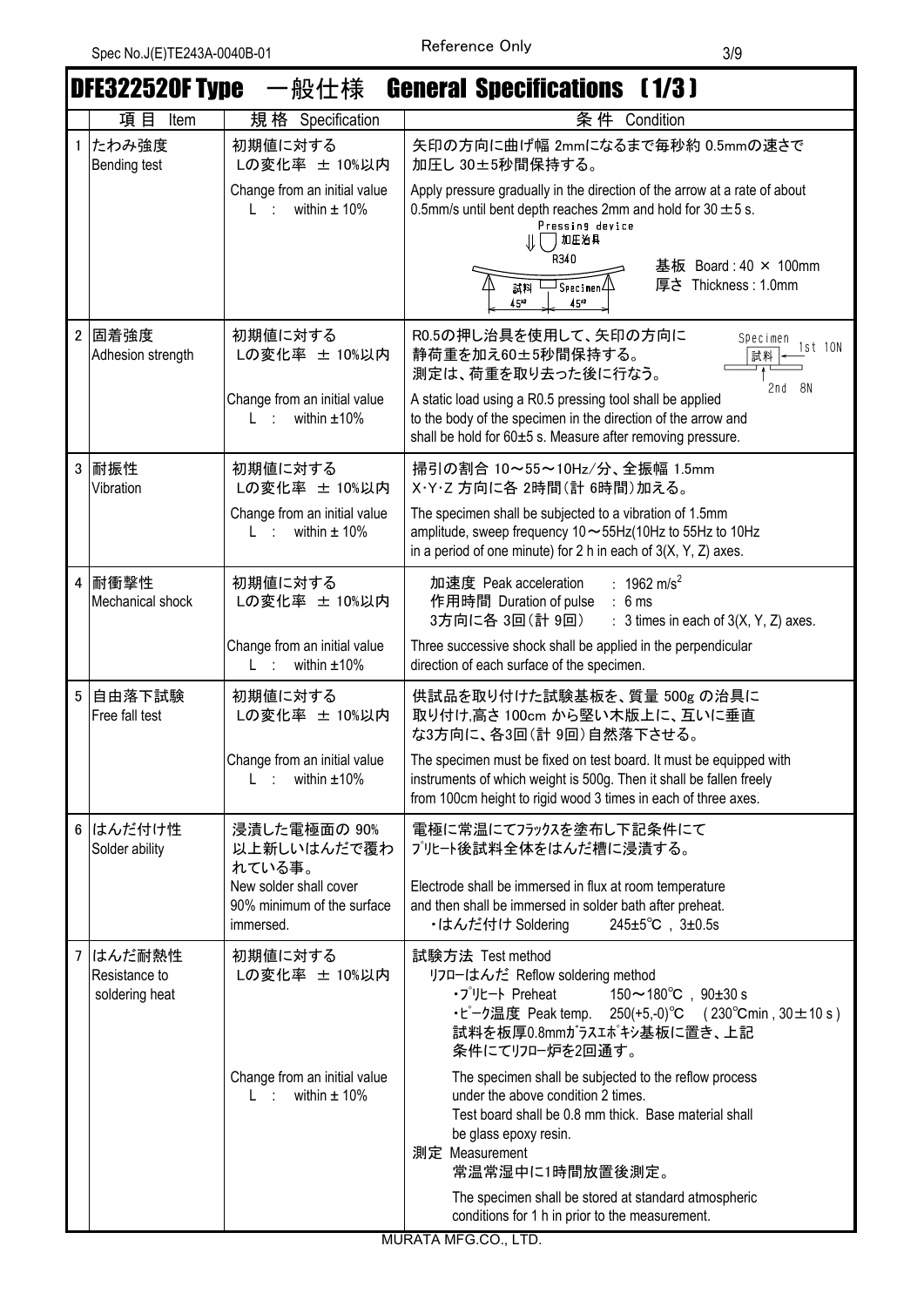# DFE322520F Type　一般仕様　General Specifications　(1/3)

| | 項目 Item | 規格 Specification | 条件 Condition |
|---|---|---|---|
| 1 | たわみ強度<br>Bending test | 初期値に対する<br>Lの変化率 ± 10%以内<br><br>Change from an initial value<br>L : within ± 10% | 矢印の方向に曲げ幅 2mmになるまで毎秒約 0.5mmの速さで加圧し 30±5秒間保持する。<br><br>Apply pressure gradually in the direction of the arrow at a rate of about 0.5mm/s until bent depth reaches 2mm and hold for 30±5 s.<br>Pressing device 加圧治具<br>R340<br>試料 Specimen<br>45° 45°<br>基板 Board : 40 × 100mm<br>厚さ Thickness : 1.0mm |
| 2 | 固着強度<br>Adhesion strength | 初期値に対する<br>Lの変化率 ± 10%以内<br><br>Change from an initial value<br>L : within ±10% | R0.5の押し治具を使用して、矢印の方向に静荷重を加え60±5秒間保持する。<br>測定は、荷重を取り去った後に行なう。<br>Specimen 試料 1st 10N 2nd 8N<br><br>A static load using a R0.5 pressing tool shall be applied to the body of the specimen in the direction of the arrow and shall be hold for 60±5 s. Measure after removing pressure. |
| 3 | 耐振性<br>Vibration | 初期値に対する<br>Lの変化率 ± 10%以内<br><br>Change from an initial value<br>L : within ± 10% | 掃引の割合 10～55～10Hz/分、全振幅 1.5mm<br>X･Y･Z 方向に各 2時間(計 6時間)加える。<br><br>The specimen shall be subjected to a vibration of 1.5mm amplitude, sweep frequency 10～55Hz(10Hz to 55Hz to 10Hz in a period of one minute) for 2 h in each of 3(X, Y, Z) axes. |
| 4 | 耐衝撃性<br>Mechanical shock | 初期値に対する<br>Lの変化率 ± 10%以内<br><br>Change from an initial value<br>L : within ±10% | 加速度 Peak acceleration : 1962 $m/s^2$<br>作用時間 Duration of pulse : 6 ms<br>3方向に各 3回(計 9回) : 3 times in each of 3(X, Y, Z) axes.<br><br>Three successive shock shall be applied in the perpendicular direction of each surface of the specimen. |
| 5 | 自由落下試験<br>Free fall test | 初期値に対する<br>Lの変化率 ± 10%以内<br><br>Change from an initial value<br>L : within ±10% | 供試品を取り付けた試験基板を、質量 500g の治具に取り付け,高さ 100cm から堅い木版上に、互いに垂直な3方向に、各3回(計 9回)自然落下させる。<br><br>The specimen must be fixed on test board. It must be equipped with instruments of which weight is 500g. Then it shall be fallen freely from 100cm height to rigid wood 3 times in each of three axes. |
| 6 | はんだ付け性<br>Solder ability | 浸漬した電極面の 90%以上新しいはんだで覆われている事。<br>New solder shall cover 90% minimum of the surface immersed. | 電極に常温にてﾌﾗｯｸｽを塗布し下記条件にてﾌﾟﾘﾋｰﾄ後試料全体をはんだ槽に浸漬する。<br><br>Electrode shall be immersed in flux at room temperature and then shall be immersed in solder bath after preheat.<br>・はんだ付け Soldering 245±5℃ , 3±0.5s |
| 7 | はんだ耐熱性<br>Resistance to soldering heat | 初期値に対する<br>Lの変化率 ± 10%以内<br><br>Change from an initial value<br>L : within ± 10% | 試験方法 Test method<br>ﾘﾌﾛｰはんだ Reflow soldering method<br>・ﾌﾟﾘﾋｰﾄ Preheat 150～180℃ , 90±30 s<br>・ﾋﾟｰｸ温度 Peak temp. 250(+5,-0)℃ ( 230℃min , 30±10 s )<br>試料を板厚0.8mmｶﾞﾗｽｴﾎﾟｷｼ基板に置き、上記条件にてﾘﾌﾛｰ炉を2回通す。<br><br>The specimen shall be subjected to the reflow process under the above condition 2 times.<br>Test board shall be 0.8 mm thick. Base material shall be glass epoxy resin.<br>測定 Measurement<br>常温常湿中に1時間放置後測定。<br><br>The specimen shall be stored at standard atmospheric conditions for 1 h in prior to the measurement. |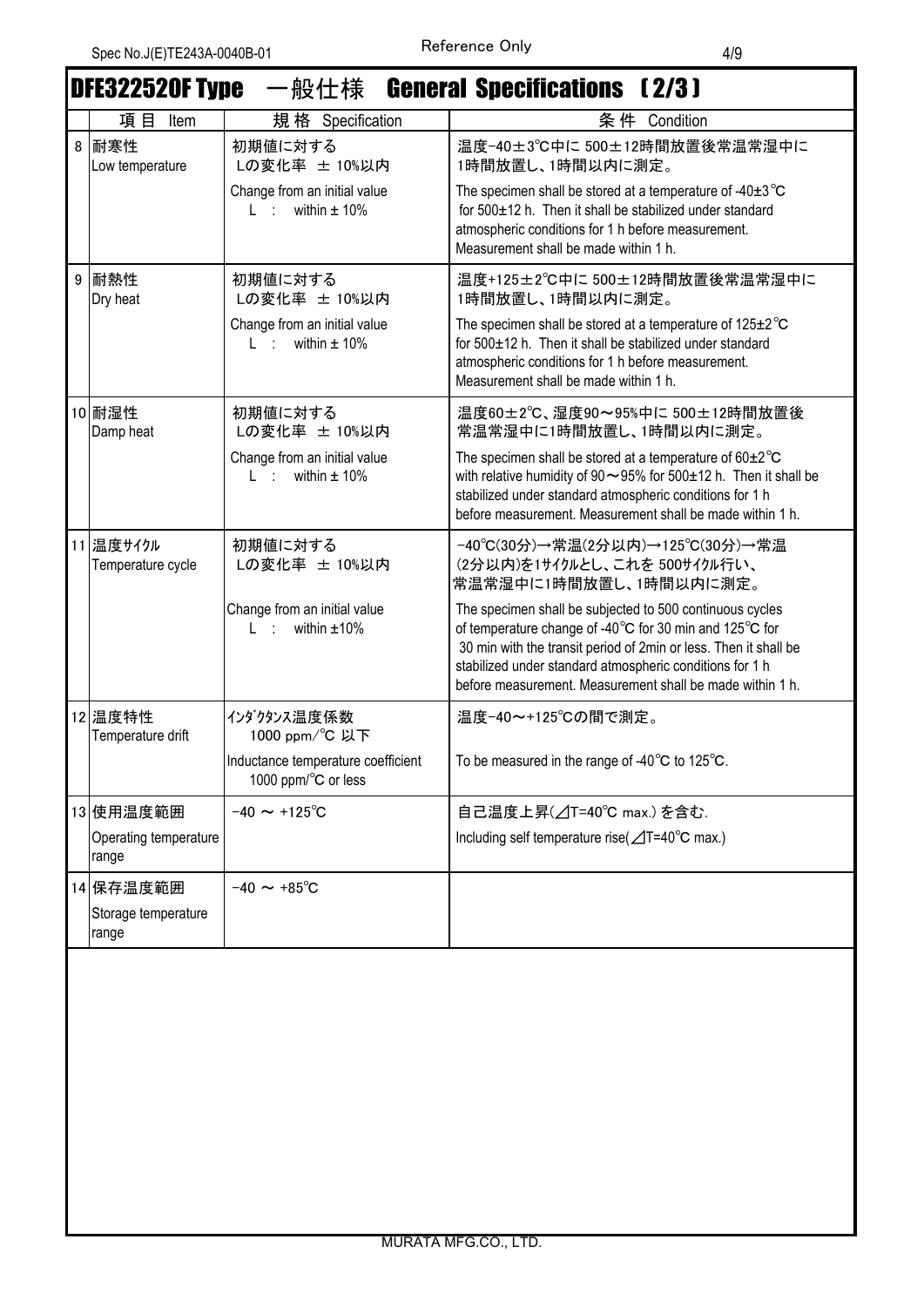## DFE322520F Type　一般仕様　General Specifications（2/3）

| | 項 目　Item | 規 格　Specification | 条 件　Condition |
|---|---|---|---|
| 8 | 耐寒性<br>Low temperature | 初期値に対する<br>Lの変化率 ± 10%以内<br><br>Change from an initial value<br>L : within ± 10% | 温度-40±3℃中に 500±12時間放置後常温常湿中に1時間放置し、1時間以内に測定。<br><br>The specimen shall be stored at a temperature of -40±3℃ for 500±12 h. Then it shall be stabilized under standard atmospheric conditions for 1 h before measurement. Measurement shall be made within 1 h. |
| 9 | 耐熱性<br>Dry heat | 初期値に対する<br>Lの変化率 ± 10%以内<br><br>Change from an initial value<br>L : within ± 10% | 温度+125±2℃中に 500±12時間放置後常温常湿中に1時間放置し、1時間以内に測定。<br><br>The specimen shall be stored at a temperature of 125±2℃ for 500±12 h. Then it shall be stabilized under standard atmospheric conditions for 1 h before measurement. Measurement shall be made within 1 h. |
| 10 | 耐湿性<br>Damp heat | 初期値に対する<br>Lの変化率 ± 10%以内<br><br>Change from an initial value<br>L : within ± 10% | 温度60±2℃、湿度90～95%中に 500±12時間放置後常温常湿中に1時間放置し、1時間以内に測定。<br><br>The specimen shall be stored at a temperature of 60±2℃ with relative humidity of 90～95% for 500±12 h. Then it shall be stabilized under standard atmospheric conditions for 1 h before measurement. Measurement shall be made within 1 h. |
| 11 | 温度ｻｲｸﾙ<br>Temperature cycle | 初期値に対する<br>Lの変化率 ± 10%以内<br><br>Change from an initial value<br>L : within ±10% | -40℃(30分)→常温(2分以内)→125℃(30分)→常温(2分以内)を1ｻｲｸﾙとし、これを 500ｻｲｸﾙ行い、常温常湿中に1時間放置し、1時間以内に測定。<br><br>The specimen shall be subjected to 500 continuous cycles of temperature change of -40℃ for 30 min and 125℃ for 30 min with the transit period of 2min or less. Then it shall be stabilized under standard atmospheric conditions for 1 h before measurement. Measurement shall be made within 1 h. |
| 12 | 温度特性<br>Temperature drift | ｲﾝﾀﾞｸﾀﾝｽ温度係数<br>1000 ppm/℃ 以下<br><br>Inductance temperature coefficient<br>1000 ppm/℃ or less | 温度-40～+125℃の間で測定。<br><br>To be measured in the range of -40℃ to 125℃. |
| 13 | 使用温度範囲<br>Operating temperature range | -40 ～ +125℃ | 自己温度上昇(⊿T=40℃ max.) を含む.<br><br>Including self temperature rise(⊿T=40℃ max.) |
| 14 | 保存温度範囲<br>Storage temperature range | -40 ～ +85℃ | |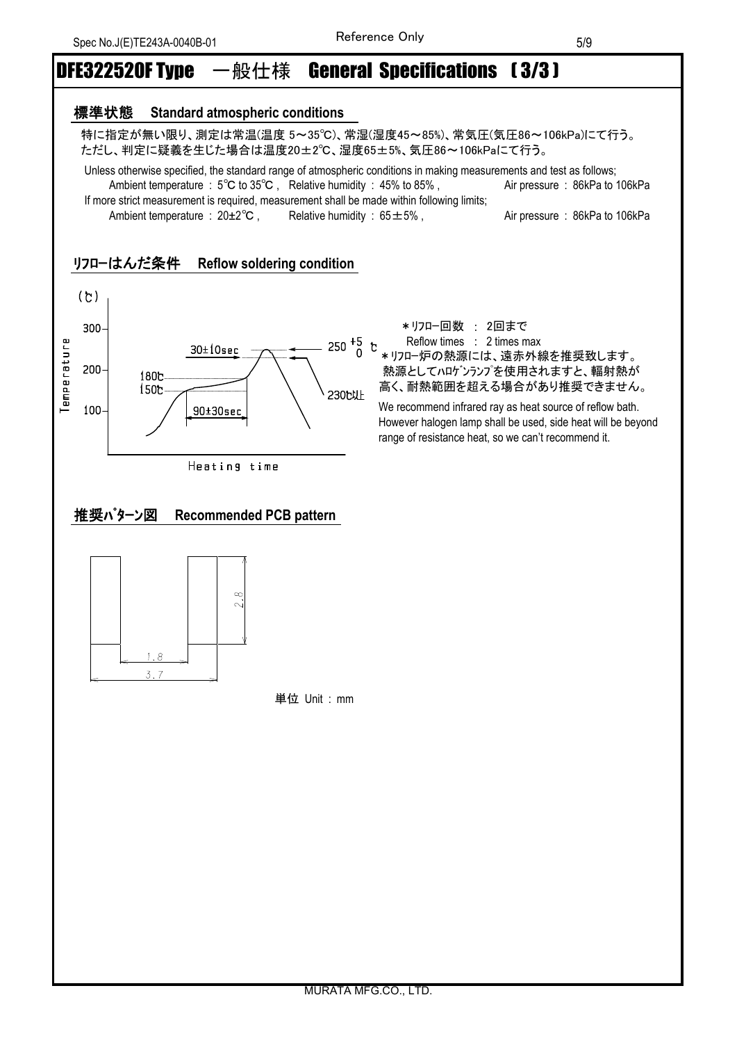# DFE322520F Type　一般仕様　General Specifications ［3/3］

## 標準状態　Standard atmospheric conditions

特に指定が無い限り、測定は常温(温度 5～35℃)、常湿(湿度45～85%)、常気圧(気圧86～106kPa)にて行う。
ただし、判定に疑義を生じた場合は温度20±2℃、湿度65±5%、気圧86～106kPaにて行う。

Unless otherwise specified, the standard range of atmospheric conditions in making measurements and test as follows;
Ambient temperature : 5℃ to 35℃ ,　Relative humidity : 45% to 85% ,　Air pressure : 86kPa to 106kPa
If more strict measurement is required, measurement shall be made within following limits;
Ambient temperature : 20±2℃ ,　Relative humidity : 65±5% ,　Air pressure : 86kPa to 106kPa

## ﾘﾌﾛｰはんだ条件　Reflow soldering condition

(℃)
Temperature
300
200
100
180℃
150℃
90±30sec
30±10sec
$250^{+5}_{0}$ ℃
230℃以上
Heating time

＊ﾘﾌﾛｰ回数 ： 2回まで
Reflow times ： 2 times max
＊ﾘﾌﾛｰ炉の熱源には、遠赤外線を推奨致します。
熱源としてﾊﾛｹﾞﾝﾗﾝﾌﾟを使用されますと、輻射熱が高く、耐熱範囲を超える場合があり推奨できません。

We recommend infrared ray as heat source of reflow bath.
However halogen lamp shall be used, side heat will be beyond range of resistance heat, so we can't recommend it.

## 推奨ﾊﾟﾀｰﾝ図　Recommended PCB pattern

2.8
1.8
3.7

単位 Unit : mm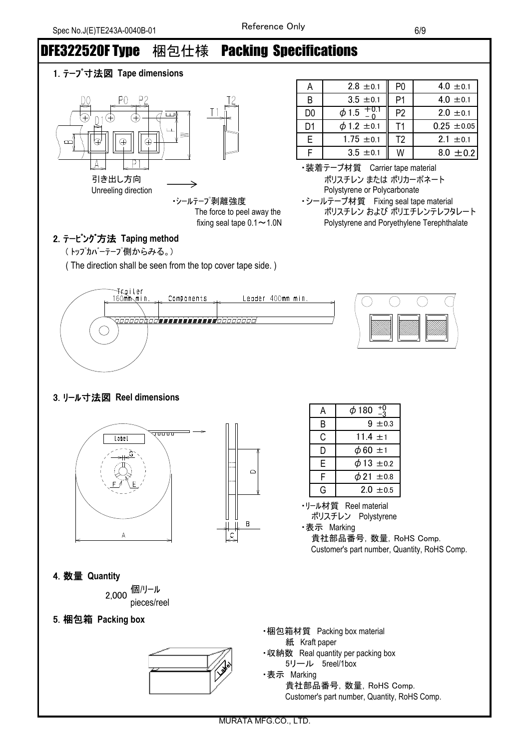# DFE322520F Type 梱包仕様 Packing Specifications

## 1. ﾃｰﾌﾟ寸法図 Tape dimensions

| | | | |
|---|---|---|---|
| A | 2.8 ±0.1 | P0 | 4.0 ±0.1 |
| B | 3.5 ±0.1 | P1 | 4.0 ±0.1 |
| D0 | $\phi$ 1.5 $^{+0.1}_{-0}$ | P2 | 2.0 ±0.1 |
| D1 | $\phi$ 1.2 ±0.1 | T1 | 0.25 ±0.05 |
| E | 1.75 ±0.1 | T2 | 2.1 ±0.1 |
| F | 3.5 ±0.1 | W | 8.0 ±0.2 |

引き出し方向 Unreeling direction

・ｼｰﾙﾃｰﾌﾟ剥離強度 The force to peel away the fixing seal tape 0.1～1.0N

・装着テープ材質 Carrier tape material
ポリスチレン または ポリカーボネート
Polystyrene or Polycarbonate

・シールテープ材質 Fixing seal tape material
ポリスチレン および ポリエチレンテレフタレート
Polystyrene and Poryethylene Terephthalate

## 2. ﾃｰﾋﾟﾝｸﾞ方法 Taping method

（ﾄｯﾌﾟｶﾊﾞｰﾃｰﾌﾟ側からみる。）

( The direction shall be seen from the top cover tape side. )

Trailer 160mm min. Components Leader 400mm min.

## 3. ﾘｰﾙ寸法図 Reel dimensions

| | |
|---|---|
| A | $\phi$ 180 $^{+0}_{-3}$ |
| B | 9 ±0.3 |
| C | 11.4 ±1 |
| D | $\phi$ 60 ±1 |
| E | $\phi$ 13 ±0.2 |
| F | $\phi$ 21 ±0.8 |
| G | 2.0 ±0.5 |

・ﾘｰﾙ材質 Reel material
ポリスチレン Polystyrene

・表示 Marking
貴社部品番号，数量，RoHS Comp.
Customer's part number, Quantity, RoHS Comp.

## 4. 数量 Quantity

2,000 個/ﾘｰﾙ pieces/reel

## 5. 梱包箱 Packing box

・梱包箱材質 Packing box material
紙 Kraft paper

・収納数 Real quantity per packing box
5ﾘｰﾙ 5reel/1box

・表示 Marking
貴社部品番号，数量，RoHS Comp.
Customer's part number, Quantity, RoHS Comp.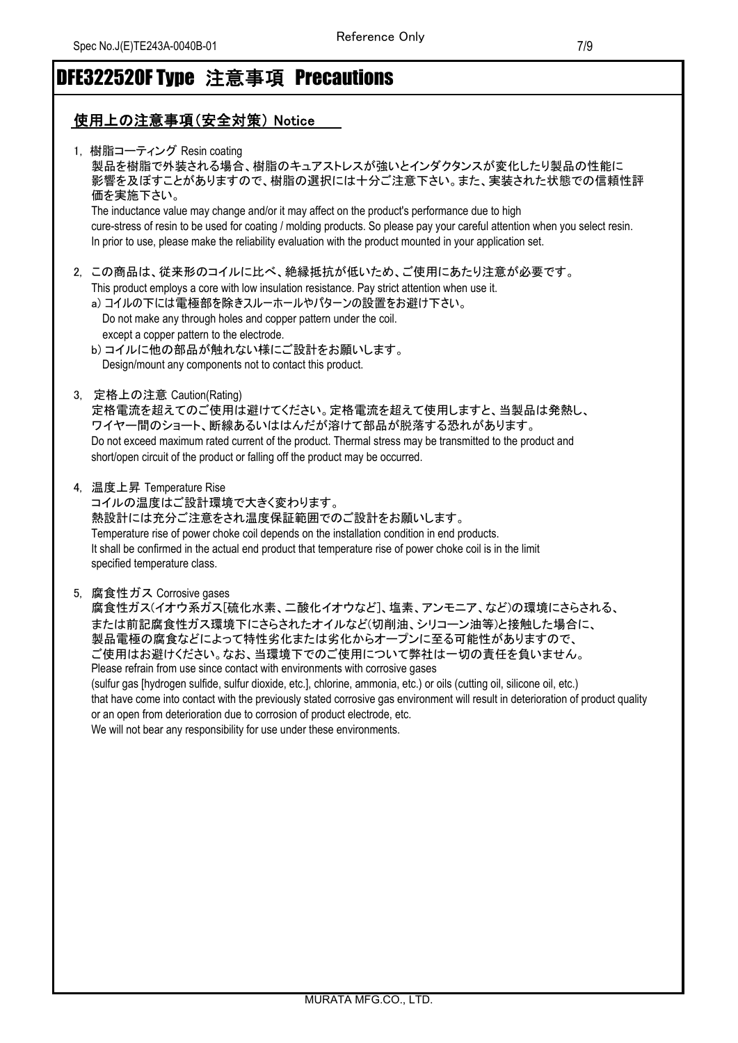# DFE322520F Type 注意事項 Precautions

## 使用上の注意事項（安全対策） Notice

1, 樹脂コーティング Resin coating

製品を樹脂で外装される場合、樹脂のキュアストレスが強いとインダクタンスが変化したり製品の性能に影響を及ぼすことがありますので、樹脂の選択には十分ご注意下さい。また、実装された状態での信頼性評価を実施下さい。

The inductance value may change and/or it may affect on the product's performance due to high cure-stress of resin to be used for coating / molding products. So please pay your careful attention when you select resin. In prior to use, please make the reliability evaluation with the product mounted in your application set.

2, この商品は、従来形のコイルに比べ、絶縁抵抗が低いため、ご使用にあたり注意が必要です。

This product employs a core with low insulation resistance. Pay strict attention when use it.

a) コイルの下には電極部を除きスルーホールやパターンの設置をお避け下さい。
Do not make any through holes and copper pattern under the coil.
except a copper pattern to the electrode.

b) コイルに他の部品が触れない様にご設計をお願いします。
Design/mount any components not to contact this product.

3, 定格上の注意 Caution(Rating)

定格電流を超えてのご使用は避けてください。定格電流を超えて使用しますと、当製品は発熱し、ワイヤー間のショート、断線あるいははんだが溶けて部品が脱落する恐れがあります。

Do not exceed maximum rated current of the product. Thermal stress may be transmitted to the product and short/open circuit of the product or falling off the product may be occurred.

4, 温度上昇 Temperature Rise

コイルの温度はご設計環境で大きく変わります。
熱設計には充分ご注意をされ温度保証範囲でのご設計をお願いします。

Temperature rise of power choke coil depends on the installation condition in end products.
It shall be confirmed in the actual end product that temperature rise of power choke coil is in the limit specified temperature class.

5, 腐食性ガス Corrosive gases

腐食性ガス(イオウ系ガス[硫化水素、二酸化イオウなど]、塩素、アンモニア、など)の環境にさらされる、または前記腐食性ガス環境下にさらされたオイルなど(切削油、シリコーン油等)と接触した場合に、製品電極の腐食などによって特性劣化または劣化からオープンに至る可能性がありますので、ご使用はお避けください。なお、当環境下でのご使用について弊社は一切の責任を負いません。

Please refrain from use since contact with environments with corrosive gases
(sulfur gas [hydrogen sulfide, sulfur dioxide, etc.], chlorine, ammonia, etc.) or oils (cutting oil, silicone oil, etc.)
that have come into contact with the previously stated corrosive gas environment will result in deterioration of product quality or an open from deterioration due to corrosion of product electrode, etc.
We will not bear any responsibility for use under these environments.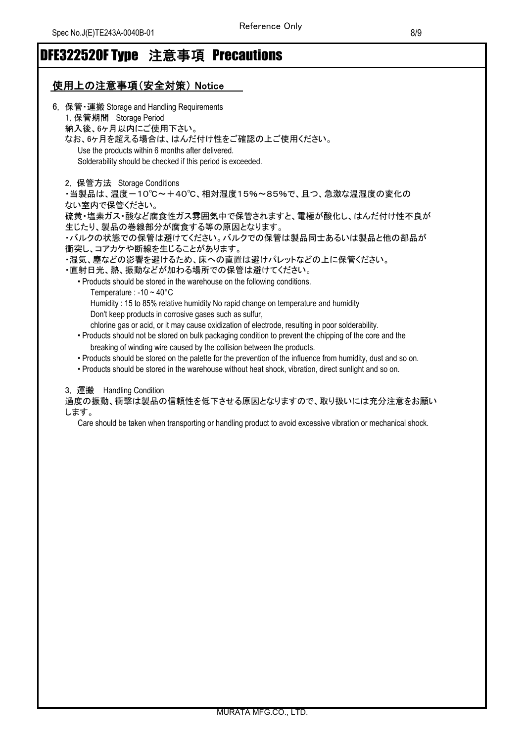# DFE322520F Type　注意事項　Precautions

## 使用上の注意事項(安全対策) Notice

6, 保管・運搬 Storage and Handling Requirements

1, 保管期間　Storage Period

納入後、6ヶ月以内にご使用下さい。

なお、6ヶ月を超える場合は、はんだ付け性をご確認の上ご使用ください。

Use the products within 6 months after delivered.

Solderability should be checked if this period is exceeded.

2, 保管方法　Storage Conditions

・当製品は、温度－10℃～＋40℃、相対湿度15%～85%で、且つ、急激な温湿度の変化のない室内で保管ください。

硫黄・塩素ガス・酸など腐食性ガス雰囲気中で保管されますと、電極が酸化し、はんだ付け性不良が生じたり、製品の巻線部分が腐食する等の原因となります。

・バルクの状態での保管は避けてください。バルクでの保管は製品同士あるいは製品と他の部品が衝突し、コアカケや断線を生じることがあります。

・湿気、塵などの影響を避けるため、床への直置は避けパレットなどの上に保管ください。

・直射日光、熱、振動などが加わる場所での保管は避けてください。

- Products should be stored in the warehouse on the following conditions.

  Temperature : -10 ~ 40°C

  Humidity : 15 to 85% relative humidity No rapid change on temperature and humidity

  Don't keep products in corrosive gases such as sulfur,

  chlorine gas or acid, or it may cause oxidization of electrode, resulting in poor solderability.
- Products should not be stored on bulk packaging condition to prevent the chipping of the core and the breaking of winding wire caused by the collision between the products.
- Products should be stored on the palette for the prevention of the influence from humidity, dust and so on.
- Products should be stored in the warehouse without heat shock, vibration, direct sunlight and so on.

3, 運搬　Handling Condition

過度の振動、衝撃は製品の信頼性を低下させる原因となりますので、取り扱いには充分注意をお願いします。

Care should be taken when transporting or handling product to avoid excessive vibration or mechanical shock.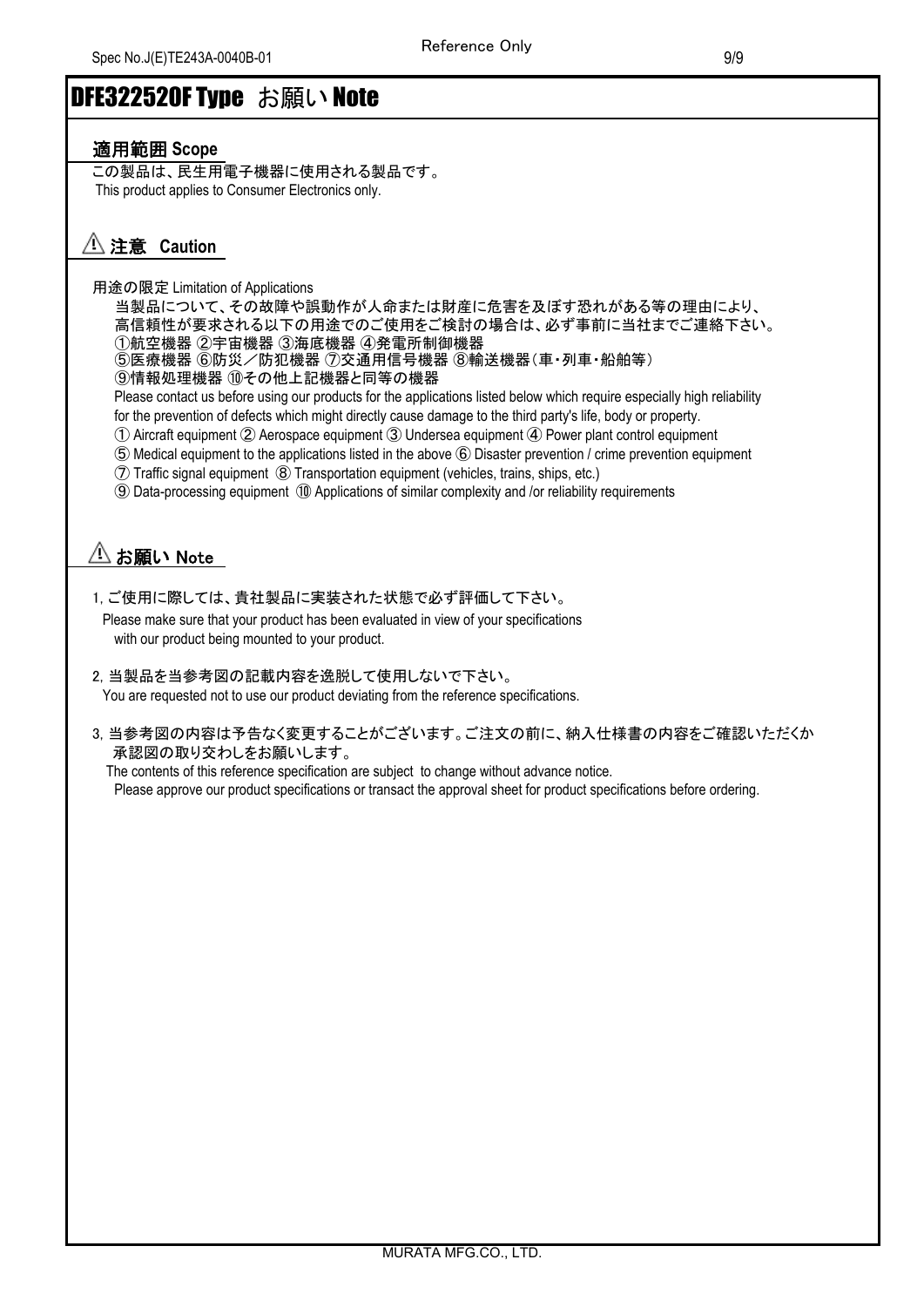# DFE322520F Type お願い Note

## 適用範囲 Scope

この製品は、民生用電子機器に使用される製品です。
This product applies to Consumer Electronics only.

## ⚠ 注意 Caution

用途の限定 Limitation of Applications

当製品について、その故障や誤動作が人命または財産に危害を及ぼす恐れがある等の理由により、高信頼性が要求される以下の用途でのご使用をご検討の場合は、必ず事前に当社までご連絡下さい。
①航空機器 ②宇宙機器 ③海底機器 ④発電所制御機器
⑤医療機器 ⑥防災／防犯機器 ⑦交通用信号機器 ⑧輸送機器（車・列車・船舶等）
⑨情報処理機器 ⑩その他上記機器と同等の機器

Please contact us before using our products for the applications listed below which require especially high reliability for the prevention of defects which might directly cause damage to the third party's life, body or property.
① Aircraft equipment ② Aerospace equipment ③ Undersea equipment ④ Power plant control equipment
⑤ Medical equipment to the applications listed in the above ⑥ Disaster prevention / crime prevention equipment
⑦ Traffic signal equipment ⑧ Transportation equipment (vehicles, trains, ships, etc.)
⑨ Data-processing equipment ⑩ Applications of similar complexity and /or reliability requirements

## ⚠ お願い Note

1, ご使用に際しては、貴社製品に実装された状態で必ず評価して下さい。
Please make sure that your product has been evaluated in view of your specifications with our product being mounted to your product.

2, 当製品を当参考図の記載内容を逸脱して使用しないで下さい。
You are requested not to use our product deviating from the reference specifications.

3, 当参考図の内容は予告なく変更することがございます。ご注文の前に、納入仕様書の内容をご確認いただくか承認図の取り交わしをお願いします。
The contents of this reference specification are subject to change without advance notice.
Please approve our product specifications or transact the approval sheet for product specifications before ordering.